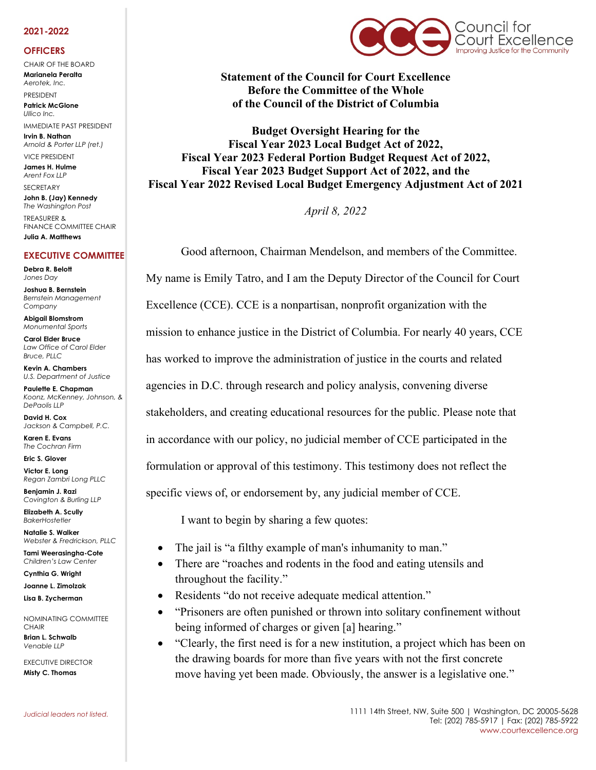**2021-2022**

**OFFICERS**

CHAIR OF THE BOARD
**Marianela Peralta**
*Aerotek, Inc.*

PRESIDENT
**Patrick McGlone**
*Ullico Inc.*

IMMEDIATE PAST PRESIDENT
**Irvin B. Nathan**
*Arnold & Porter LLP (ret.)*

VICE PRESIDENT
**James H. Hulme**
*Arent Fox LLP*

SECRETARY
**John B. (Jay) Kennedy**
*The Washington Post*

TREASURER & FINANCE COMMITTEE CHAIR
**Julia A. Matthews**

**EXECUTIVE COMMITTEE**

**Debra R. Belott**
*Jones Day*

**Joshua B. Bernstein**
*Bernstein Management Company*

**Abigail Blomstrom**
*Monumental Sports*

**Carol Elder Bruce**
*Law Office of Carol Elder Bruce, PLLC*

**Kevin A. Chambers**
*U.S. Department of Justice*

**Paulette E. Chapman**
*Koonz, McKenney, Johnson, & DePaolis LLP*

**David H. Cox**
*Jackson & Campbell, P.C.*

**Karen E. Evans**
*The Cochran Firm*

**Eric S. Glover**

**Victor E. Long**
*Regan Zambri Long PLLC*

**Benjamin J. Razi**
*Covington & Burling LLP*

**Elizabeth A. Scully**
*BakerHostetler*

**Natalie S. Walker**
*Webster & Fredrickson, PLLC*

**Tami Weerasingha-Cote**
*Children's Law Center*

**Cynthia G. Wright**

**Joanne L. Zimolzak**

**Lisa B. Zycherman**

NOMINATING COMMITTEE CHAIR
**Brian L. Schwalb**
*Venable LLP*

EXECUTIVE DIRECTOR
**Misty C. Thomas**

*Judicial leaders not listed.*

Council for Court Excellence
Improving Justice for the Community

**Statement of the Council for Court Excellence**
**Before the Committee of the Whole**
**of the Council of the District of Columbia**

**Budget Oversight Hearing for the**
**Fiscal Year 2023 Local Budget Act of 2022,**
**Fiscal Year 2023 Federal Portion Budget Request Act of 2022,**
**Fiscal Year 2023 Budget Support Act of 2022, and the**
**Fiscal Year 2022 Revised Local Budget Emergency Adjustment Act of 2021**

*April 8, 2022*

Good afternoon, Chairman Mendelson, and members of the Committee. My name is Emily Tatro, and I am the Deputy Director of the Council for Court Excellence (CCE). CCE is a nonpartisan, nonprofit organization with the mission to enhance justice in the District of Columbia. For nearly 40 years, CCE has worked to improve the administration of justice in the courts and related agencies in D.C. through research and policy analysis, convening diverse stakeholders, and creating educational resources for the public. Please note that in accordance with our policy, no judicial member of CCE participated in the formulation or approval of this testimony. This testimony does not reflect the specific views of, or endorsement by, any judicial member of CCE.

I want to begin by sharing a few quotes:

- The jail is "a filthy example of man's inhumanity to man."
- There are "roaches and rodents in the food and eating utensils and throughout the facility."
- Residents "do not receive adequate medical attention."
- "Prisoners are often punished or thrown into solitary confinement without being informed of charges or given [a] hearing."
- "Clearly, the first need is for a new institution, a project which has been on the drawing boards for more than five years with not the first concrete move having yet been made. Obviously, the answer is a legislative one."

1111 14th Street, NW, Suite 500 | Washington, DC 20005-5628
Tel: (202) 785-5917 | Fax: (202) 785-5922
www.courtexcellence.org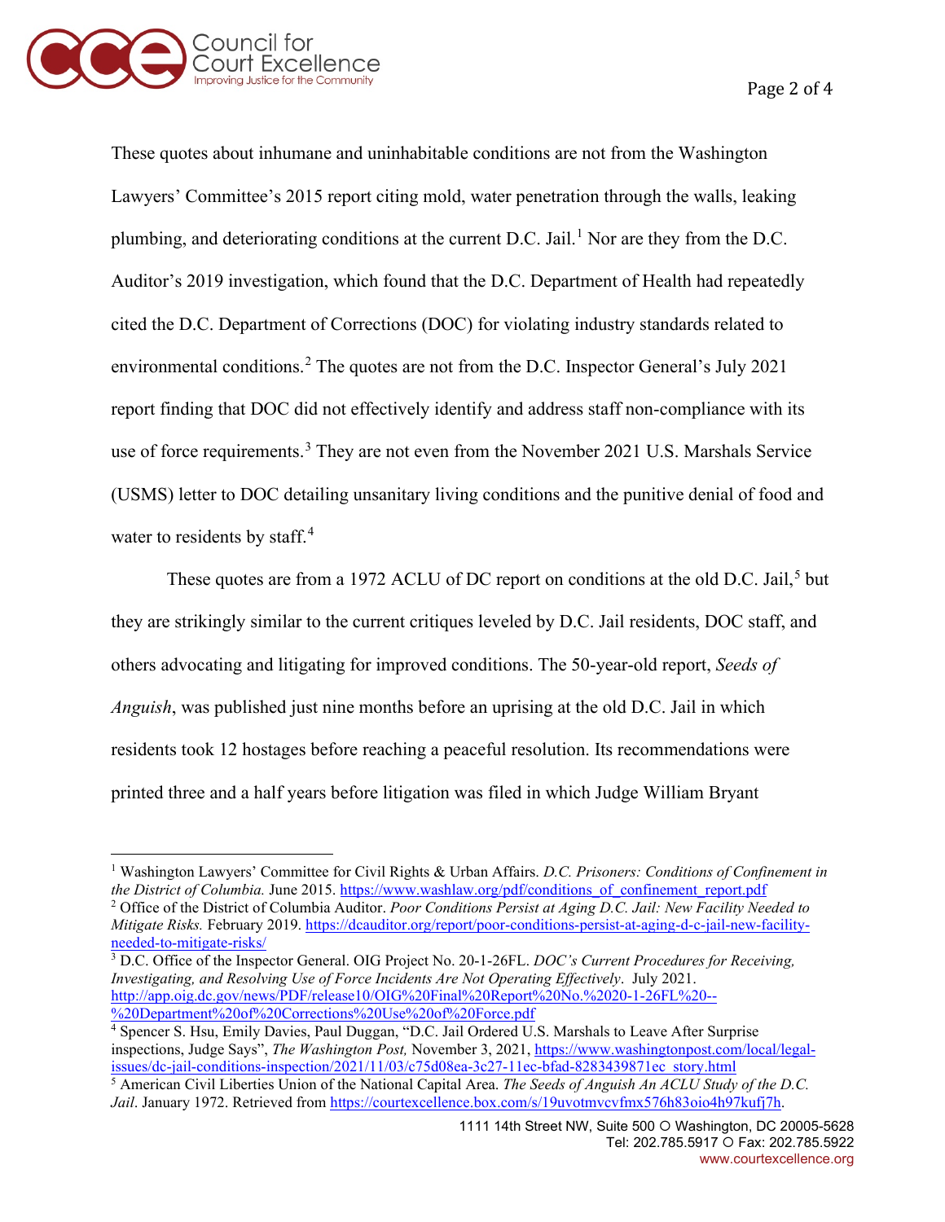These quotes about inhumane and uninhabitable conditions are not from the Washington Lawyers' Committee's 2015 report citing mold, water penetration through the walls, leaking plumbing, and deteriorating conditions at the current D.C. Jail.[1] Nor are they from the D.C. Auditor's 2019 investigation, which found that the D.C. Department of Health had repeatedly cited the D.C. Department of Corrections (DOC) for violating industry standards related to environmental conditions.[2] The quotes are not from the D.C. Inspector General's July 2021 report finding that DOC did not effectively identify and address staff non-compliance with its use of force requirements.[3] They are not even from the November 2021 U.S. Marshals Service (USMS) letter to DOC detailing unsanitary living conditions and the punitive denial of food and water to residents by staff.[4]

These quotes are from a 1972 ACLU of DC report on conditions at the old D.C. Jail,[5] but they are strikingly similar to the current critiques leveled by D.C. Jail residents, DOC staff, and others advocating and litigating for improved conditions. The 50-year-old report, *Seeds of Anguish*, was published just nine months before an uprising at the old D.C. Jail in which residents took 12 hostages before reaching a peaceful resolution. Its recommendations were printed three and a half years before litigation was filed in which Judge William Bryant

---

[1] Washington Lawyers' Committee for Civil Rights & Urban Affairs. *D.C. Prisoners: Conditions of Confinement in the District of Columbia.* June 2015. https://www.washlaw.org/pdf/conditions_of_confinement_report.pdf

[2] Office of the District of Columbia Auditor. *Poor Conditions Persist at Aging D.C. Jail: New Facility Needed to Mitigate Risks.* February 2019. https://dcauditor.org/report/poor-conditions-persist-at-aging-d-c-jail-new-facility-needed-to-mitigate-risks/

[3] D.C. Office of the Inspector General. OIG Project No. 20-1-26FL. *DOC's Current Procedures for Receiving, Investigating, and Resolving Use of Force Incidents Are Not Operating Effectively*. July 2021. http://app.oig.dc.gov/news/PDF/release10/OIG%20Final%20Report%20No.%2020-1-26FL%20--%20Department%20of%20Corrections%20Use%20of%20Force.pdf

[4] Spencer S. Hsu, Emily Davies, Paul Duggan, "D.C. Jail Ordered U.S. Marshals to Leave After Surprise inspections, Judge Says", *The Washington Post,* November 3, 2021, https://www.washingtonpost.com/local/legal-issues/dc-jail-conditions-inspection/2021/11/03/c75d08ea-3c27-11ec-bfad-8283439871ec_story.html

[5] American Civil Liberties Union of the National Capital Area. *The Seeds of Anguish An ACLU Study of the D.C. Jail*. January 1972. Retrieved from https://courtexcellence.box.com/s/19uvotmvcvfmx576h83oio4h97kufj7h.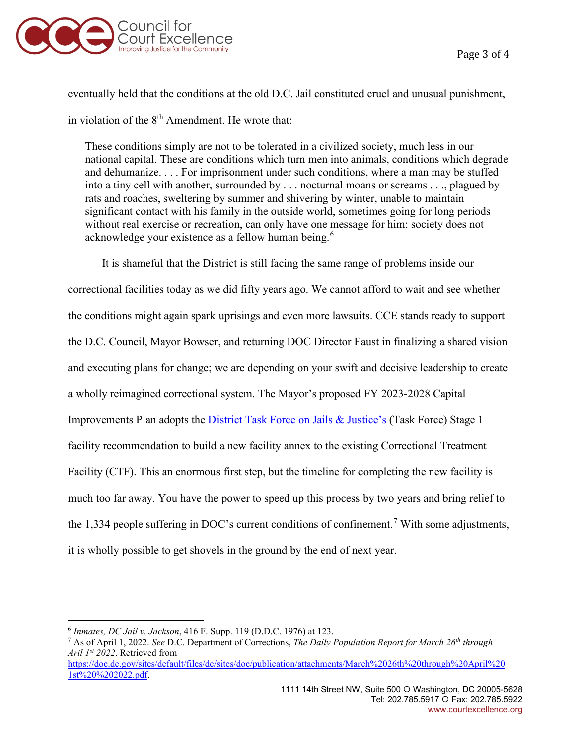eventually held that the conditions at the old D.C. Jail constituted cruel and unusual punishment, in violation of the 8th Amendment. He wrote that:

> These conditions simply are not to be tolerated in a civilized society, much less in our national capital. These are conditions which turn men into animals, conditions which degrade and dehumanize. . . . For imprisonment under such conditions, where a man may be stuffed into a tiny cell with another, surrounded by . . . nocturnal moans or screams . . ., plagued by rats and roaches, sweltering by summer and shivering by winter, unable to maintain significant contact with his family in the outside world, sometimes going for long periods without real exercise or recreation, can only have one message for him: society does not acknowledge your existence as a fellow human being.[6]

It is shameful that the District is still facing the same range of problems inside our correctional facilities today as we did fifty years ago. We cannot afford to wait and see whether the conditions might again spark uprisings and even more lawsuits. CCE stands ready to support the D.C. Council, Mayor Bowser, and returning DOC Director Faust in finalizing a shared vision and executing plans for change; we are depending on your swift and decisive leadership to create a wholly reimagined correctional system. The Mayor's proposed FY 2023-2028 Capital Improvements Plan adopts the [District Task Force on Jails & Justice's]() (Task Force) Stage 1 facility recommendation to build a new facility annex to the existing Correctional Treatment Facility (CTF). This an enormous first step, but the timeline for completing the new facility is much too far away. You have the power to speed up this process by two years and bring relief to the 1,334 people suffering in DOC's current conditions of confinement.[7] With some adjustments, it is wholly possible to get shovels in the ground by the end of next year.

---

[6] *Inmates, DC Jail v. Jackson*, 416 F. Supp. 119 (D.D.C. 1976) at 123.

[7] As of April 1, 2022. *See* D.C. Department of Corrections, *The Daily Population Report for March 26th through Aril 1st 2022*. Retrieved from https://doc.dc.gov/sites/default/files/dc/sites/doc/publication/attachments/March%2026th%20through%20April%201st%20%202022.pdf.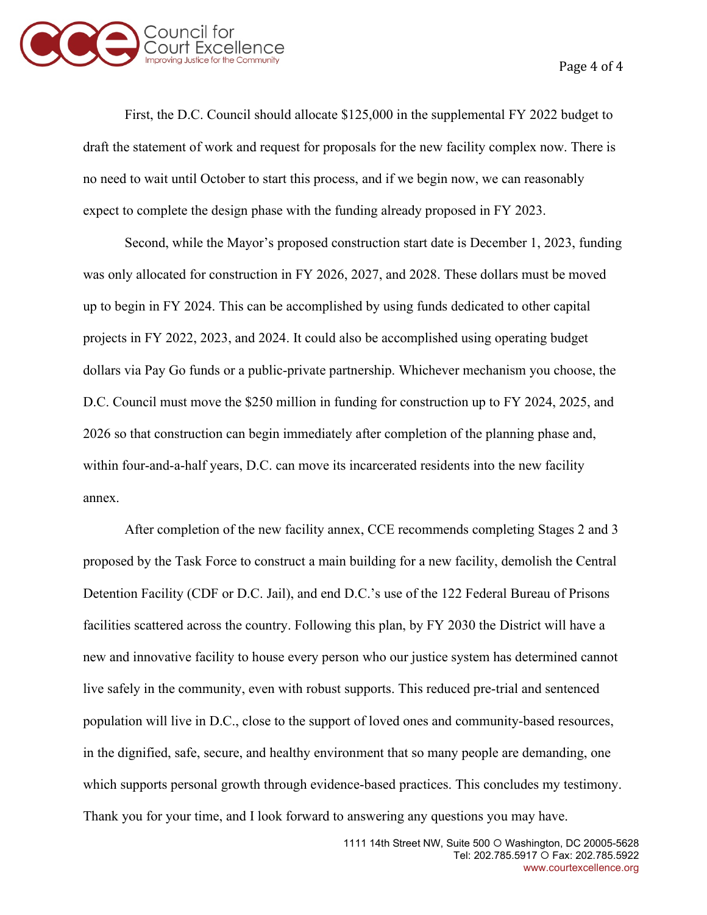First, the D.C. Council should allocate $125,000 in the supplemental FY 2022 budget to draft the statement of work and request for proposals for the new facility complex now. There is no need to wait until October to start this process, and if we begin now, we can reasonably expect to complete the design phase with the funding already proposed in FY 2023.

Second, while the Mayor's proposed construction start date is December 1, 2023, funding was only allocated for construction in FY 2026, 2027, and 2028. These dollars must be moved up to begin in FY 2024. This can be accomplished by using funds dedicated to other capital projects in FY 2022, 2023, and 2024. It could also be accomplished using operating budget dollars via Pay Go funds or a public-private partnership. Whichever mechanism you choose, the D.C. Council must move the $250 million in funding for construction up to FY 2024, 2025, and 2026 so that construction can begin immediately after completion of the planning phase and, within four-and-a-half years, D.C. can move its incarcerated residents into the new facility annex.

After completion of the new facility annex, CCE recommends completing Stages 2 and 3 proposed by the Task Force to construct a main building for a new facility, demolish the Central Detention Facility (CDF or D.C. Jail), and end D.C.'s use of the 122 Federal Bureau of Prisons facilities scattered across the country. Following this plan, by FY 2030 the District will have a new and innovative facility to house every person who our justice system has determined cannot live safely in the community, even with robust supports. This reduced pre-trial and sentenced population will live in D.C., close to the support of loved ones and community-based resources, in the dignified, safe, secure, and healthy environment that so many people are demanding, one which supports personal growth through evidence-based practices. This concludes my testimony. Thank you for your time, and I look forward to answering any questions you may have.